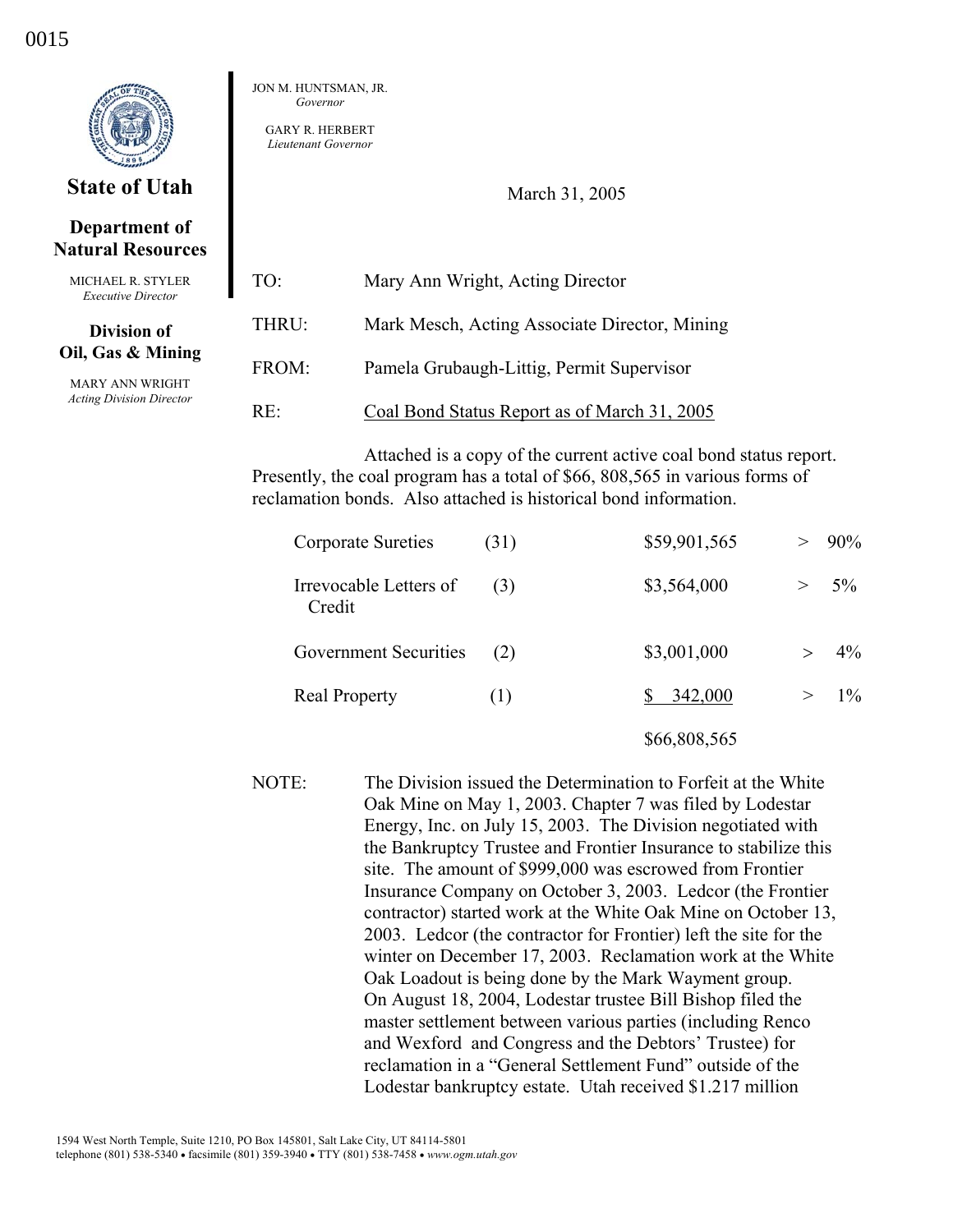0015

**State of Utah**

**Department of Natural Resources**

MICHAEL R. STYLER
*Executive Director*

**Division of Oil, Gas & Mining**

MARY ANN WRIGHT
*Acting Division Director*

JON M. HUNTSMAN, JR.
*Governor*

GARY R. HERBERT
*Lieutenant Governor*

March 31, 2005

TO: Mary Ann Wright, Acting Director

THRU: Mark Mesch, Acting Associate Director, Mining

FROM: Pamela Grubaugh-Littig, Permit Supervisor

RE: Coal Bond Status Report as of March 31, 2005

Attached is a copy of the current active coal bond status report. Presently, the coal program has a total of $66, 808,565 in various forms of reclamation bonds. Also attached is historical bond information.

| | | | |
|---|---|---|---|
| Corporate Sureties | (31) | $59,901,565 | > 90% |
| Irrevocable Letters of Credit | (3) | $3,564,000 | > 5% |
| Government Securities | (2) | $3,001,000 | > 4% |
| Real Property | (1) | $ 342,000 | > 1% |
| | | $66,808,565 | |

NOTE: The Division issued the Determination to Forfeit at the White Oak Mine on May 1, 2003. Chapter 7 was filed by Lodestar Energy, Inc. on July 15, 2003. The Division negotiated with the Bankruptcy Trustee and Frontier Insurance to stabilize this site. The amount of $999,000 was escrowed from Frontier Insurance Company on October 3, 2003. Ledcor (the Frontier contractor) started work at the White Oak Mine on October 13, 2003. Ledcor (the contractor for Frontier) left the site for the winter on December 17, 2003. Reclamation work at the White Oak Loadout is being done by the Mark Wayment group. On August 18, 2004, Lodestar trustee Bill Bishop filed the master settlement between various parties (including Renco and Wexford and Congress and the Debtors' Trustee) for reclamation in a "General Settlement Fund" outside of the Lodestar bankruptcy estate. Utah received $1.217 million

1594 West North Temple, Suite 1210, PO Box 145801, Salt Lake City, UT 84114-5801
telephone (801) 538-5340 • facsimile (801) 359-3940 • TTY (801) 538-7458 • *www.ogm.utah.gov*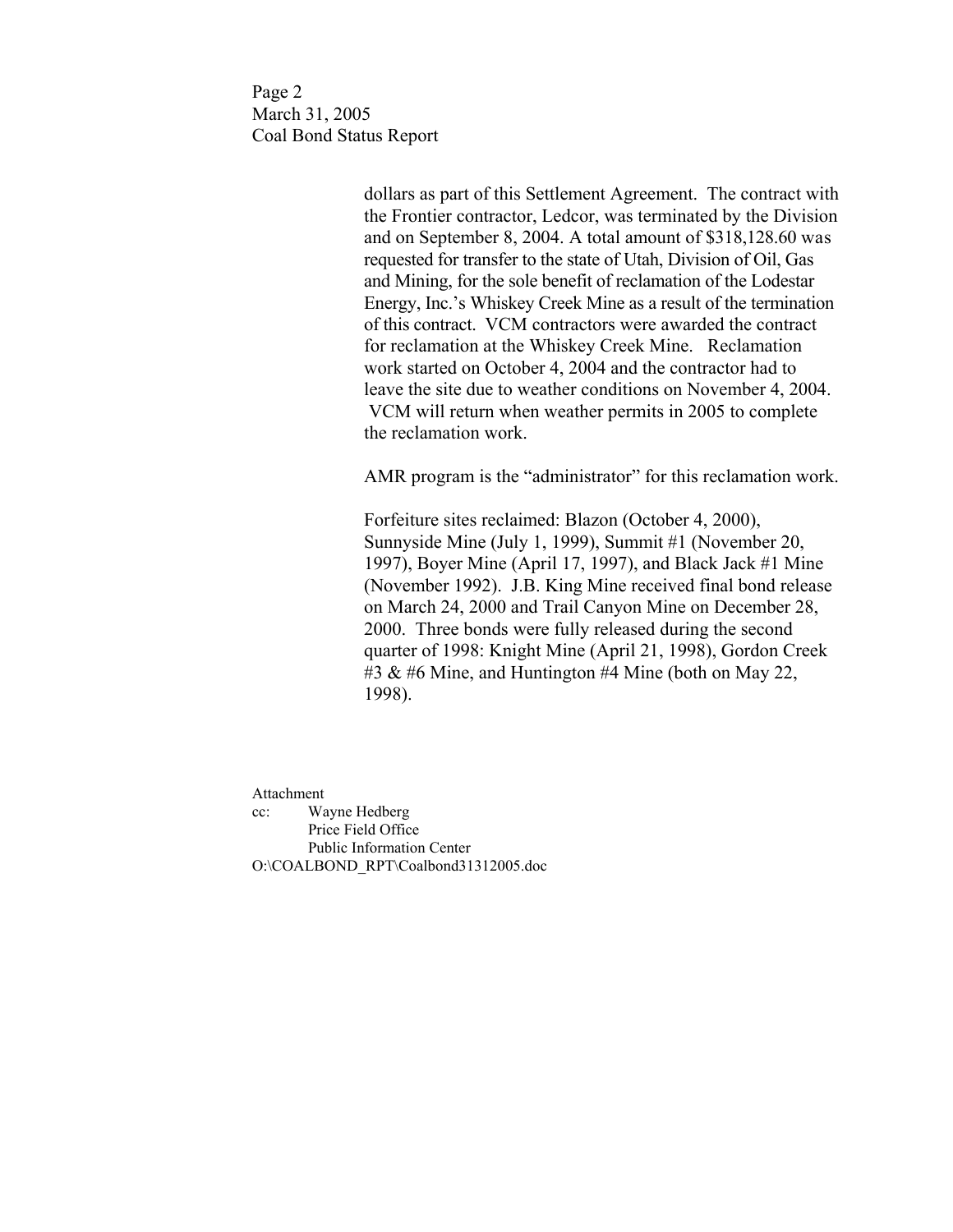dollars as part of this Settlement Agreement. The contract with the Frontier contractor, Ledcor, was terminated by the Division and on September 8, 2004. A total amount of $318,128.60 was requested for transfer to the state of Utah, Division of Oil, Gas and Mining, for the sole benefit of reclamation of the Lodestar Energy, Inc.'s Whiskey Creek Mine as a result of the termination of this contract. VCM contractors were awarded the contract for reclamation at the Whiskey Creek Mine. Reclamation work started on October 4, 2004 and the contractor had to leave the site due to weather conditions on November 4, 2004. VCM will return when weather permits in 2005 to complete the reclamation work.

AMR program is the "administrator" for this reclamation work.

Forfeiture sites reclaimed: Blazon (October 4, 2000), Sunnyside Mine (July 1, 1999), Summit #1 (November 20, 1997), Boyer Mine (April 17, 1997), and Black Jack #1 Mine (November 1992). J.B. King Mine received final bond release on March 24, 2000 and Trail Canyon Mine on December 28, 2000. Three bonds were fully released during the second quarter of 1998: Knight Mine (April 21, 1998), Gordon Creek #3 & #6 Mine, and Huntington #4 Mine (both on May 22, 1998).

Attachment

cc: Wayne Hedberg
Price Field Office
Public Information Center

O:\COALBOND_RPT\Coalbond31312005.doc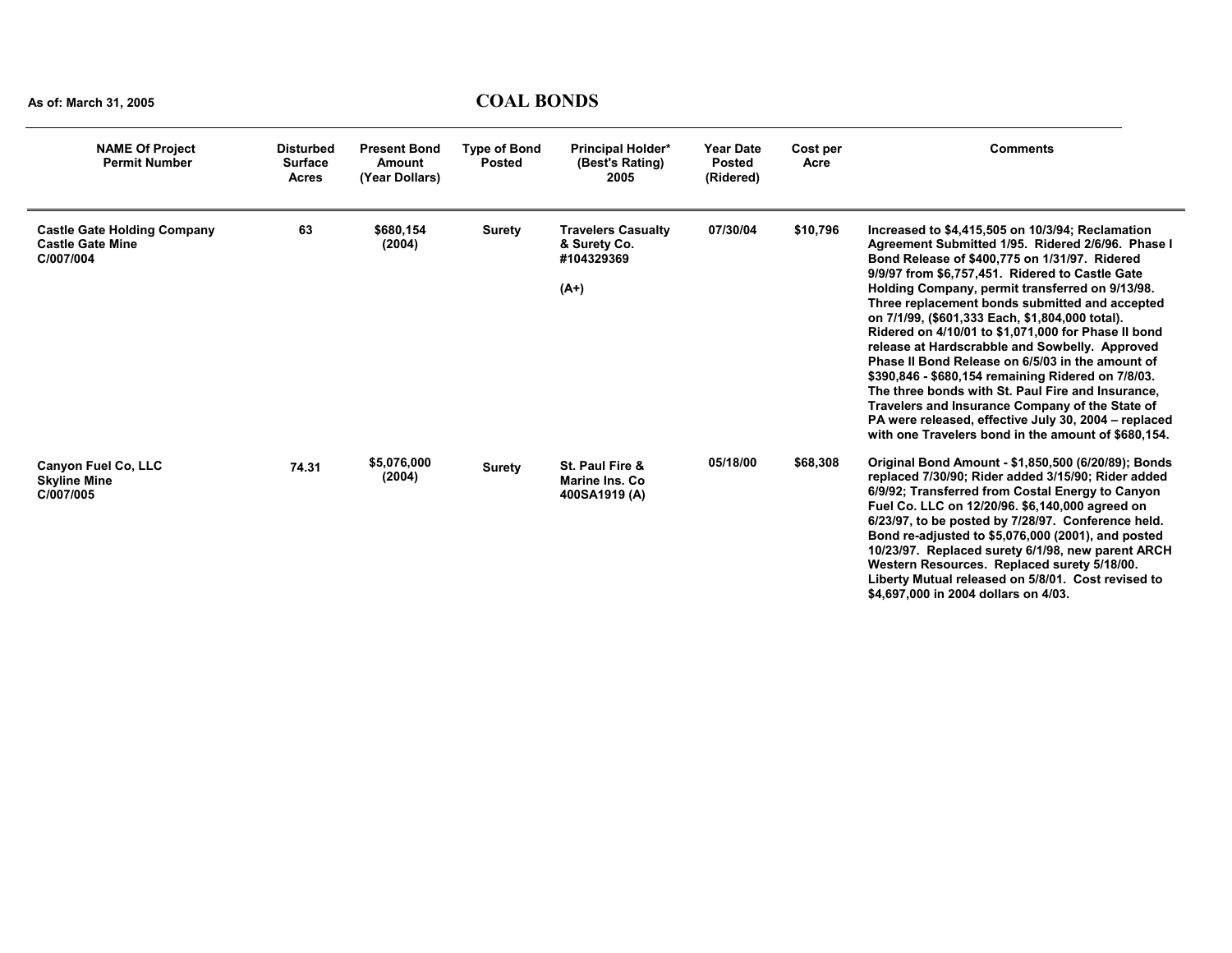As of: March 31, 2005

# COAL BONDS

| NAME Of Project<br>Permit Number | Disturbed Surface Acres | Present Bond Amount (Year Dollars) | Type of Bond Posted | Principal Holder* (Best's Rating) 2005 | Year Date Posted (Ridered) | Cost per Acre | Comments |
|---|---|---|---|---|---|---|---|
| **Castle Gate Holding Company**<br>**Castle Gate Mine**<br>**C/007/004** | 63 | $680,154<br>(2004) | Surety | Travelers Casualty & Surety Co. #104329369<br>(A+) | 07/30/04 | $10,796 | Increased to $4,415,505 on 10/3/94; Reclamation Agreement Submitted 1/95. Ridered 2/6/96. Phase I Bond Release of $400,775 on 1/31/97. Ridered 9/9/97 from $6,757,451. Ridered to Castle Gate Holding Company, permit transferred on 9/13/98. Three replacement bonds submitted and accepted on 7/1/99, ($601,333 Each, $1,804,000 total). Ridered on 4/10/01 to $1,071,000 for Phase II bond release at Hardscrabble and Sowbelly. Approved Phase II Bond Release on 6/5/03 in the amount of $390,846 - $680,154 remaining Ridered on 7/8/03. The three bonds with St. Paul Fire and Insurance, Travelers and Insurance Company of the State of PA were released, effective July 30, 2004 – replaced with one Travelers bond in the amount of $680,154. |
| **Canyon Fuel Co, LLC**<br>**Skyline Mine**<br>**C/007/005** | 74.31 | $5,076,000<br>(2004) | Surety | St. Paul Fire & Marine Ins. Co 400SA1919 (A) | 05/18/00 | $68,308 | Original Bond Amount - $1,850,500 (6/20/89); Bonds replaced 7/30/90; Rider added 3/15/90; Rider added 6/9/92; Transferred from Costal Energy to Canyon Fuel Co. LLC on 12/20/96. $6,140,000 agreed on 6/23/97, to be posted by 7/28/97. Conference held. Bond re-adjusted to $5,076,000 (2001), and posted 10/23/97. Replaced surety 6/1/98, new parent ARCH Western Resources. Replaced surety 5/18/00. Liberty Mutual released on 5/8/01. Cost revised to $4,697,000 in 2004 dollars on 4/03. |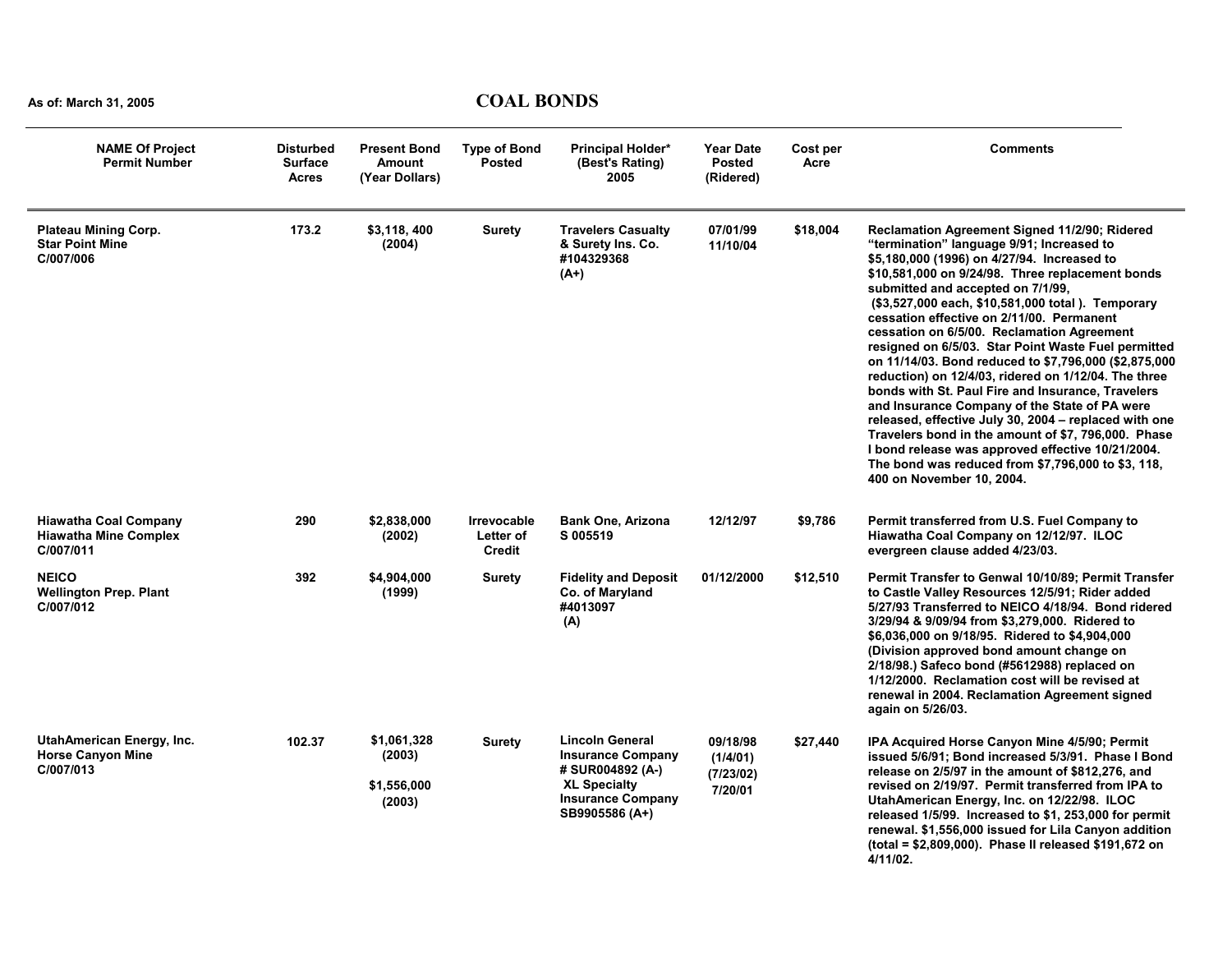As of: March 31, 2005

# COAL BONDS

| NAME Of Project Permit Number | Disturbed Surface Acres | Present Bond Amount (Year Dollars) | Type of Bond Posted | Principal Holder* (Best's Rating) 2005 | Year Date Posted (Ridered) | Cost per Acre | Comments |
|---|---|---|---|---|---|---|---|
| **Plateau Mining Corp.** Star Point Mine C/007/006 | 173.2 | $3,118, 400 (2004) | Surety | Travelers Casualty & Surety Ins. Co. #104329368 (A+) | 07/01/99 11/10/04 | $18,004 | Reclamation Agreement Signed 11/2/90; Ridered "termination" language 9/91; Increased to $5,180,000 (1996) on 4/27/94. Increased to $10,581,000 on 9/24/98. Three replacement bonds submitted and accepted on 7/1/99, ($3,527,000 each, $10,581,000 total ). Temporary cessation effective on 2/11/00. Permanent cessation on 6/5/00. Reclamation Agreement resigned on 6/5/03. Star Point Waste Fuel permitted on 11/14/03. Bond reduced to $7,796,000 ($2,875,000 reduction) on 12/4/03, ridered on 1/12/04. The three bonds with St. Paul Fire and Insurance, Travelers and Insurance Company of the State of PA were released, effective July 30, 2004 – replaced with one Travelers bond in the amount of $7, 796,000. Phase I bond release was approved effective 10/21/2004. The bond was reduced from $7,796,000 to $3, 118, 400 on November 10, 2004. |
| **Hiawatha Coal Company** Hiawatha Mine Complex C/007/011 | 290 | $2,838,000 (2002) | Irrevocable Letter of Credit | Bank One, Arizona S 005519 | 12/12/97 | $9,786 | Permit transferred from U.S. Fuel Company to Hiawatha Coal Company on 12/12/97. ILOC evergreen clause added 4/23/03. |
| **NEICO** Wellington Prep. Plant C/007/012 | 392 | $4,904,000 (1999) | Surety | Fidelity and Deposit Co. of Maryland #4013097 (A) | 01/12/2000 | $12,510 | Permit Transfer to Genwal 10/10/89; Permit Transfer to Castle Valley Resources 12/5/91; Rider added 5/27/93 Transferred to NEICO 4/18/94. Bond ridered 3/29/94 & 9/09/94 from $3,279,000. Ridered to $6,036,000 on 9/18/95. Ridered to $4,904,000 (Division approved bond amount change on 2/18/98.) Safeco bond (#5612988) replaced on 1/12/2000. Reclamation cost will be revised at renewal in 2004. Reclamation Agreement signed again on 5/26/03. |
| **UtahAmerican Energy, Inc.** Horse Canyon Mine C/007/013 | 102.37 | $1,061,328 (2003) $1,556,000 (2003) | Surety | Lincoln General Insurance Company # SUR004892 (A-) XL Specialty Insurance Company SB9905586 (A+) | 09/18/98 (1/4/01) (7/23/02) 7/20/01 | $27,440 | IPA Acquired Horse Canyon Mine 4/5/90; Permit issued 5/6/91; Bond increased 5/3/91. Phase I Bond release on 2/5/97 in the amount of $812,276, and revised on 2/19/97. Permit transferred from IPA to UtahAmerican Energy, Inc. on 12/22/98. ILOC released 1/5/99. Increased to $1, 253,000 for permit renewal. $1,556,000 issued for Lila Canyon addition (total = $2,809,000). Phase II released $191,672 on 4/11/02. |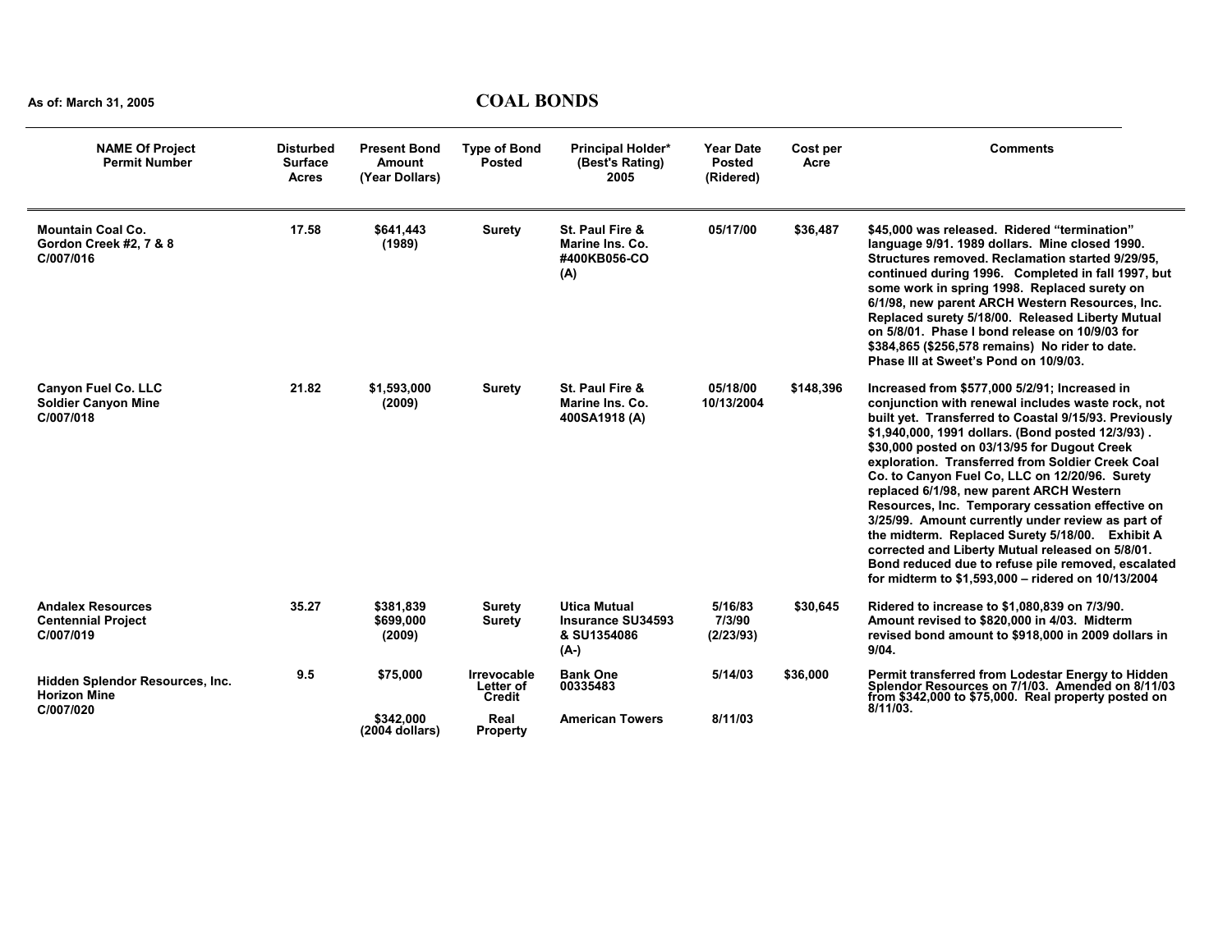As of: March 31, 2005

# COAL BONDS

| NAME Of Project Permit Number | Disturbed Surface Acres | Present Bond Amount (Year Dollars) | Type of Bond Posted | Principal Holder* (Best's Rating) 2005 | Year Date Posted (Ridered) | Cost per Acre | Comments |
|---|---|---|---|---|---|---|---|
| **Mountain Coal Co.** Gordon Creek #2, 7 & 8 C/007/016 | 17.58 | $641,443 (1989) | Surety | St. Paul Fire & Marine Ins. Co. #400KB056-CO (A) | 05/17/00 | $36,487 | $45,000 was released. Ridered "termination" language 9/91. 1989 dollars. Mine closed 1990. Structures removed. Reclamation started 9/29/95, continued during 1996. Completed in fall 1997, but some work in spring 1998. Replaced surety on 6/1/98, new parent ARCH Western Resources, Inc. Replaced surety 5/18/00. Released Liberty Mutual on 5/8/01. Phase I bond release on 10/9/03 for $384,865 ($256,578 remains) No rider to date. Phase III at Sweet's Pond on 10/9/03. |
| **Canyon Fuel Co. LLC** Soldier Canyon Mine C/007/018 | 21.82 | $1,593,000 (2009) | Surety | St. Paul Fire & Marine Ins. Co. 400SA1918 (A) | 05/18/00 10/13/2004 | $148,396 | Increased from $577,000 5/2/91; Increased in conjunction with renewal includes waste rock, not built yet. Transferred to Coastal 9/15/93. Previously $1,940,000, 1991 dollars. (Bond posted 12/3/93) . $30,000 posted on 03/13/95 for Dugout Creek exploration. Transferred from Soldier Creek Coal Co. to Canyon Fuel Co, LLC on 12/20/96. Surety replaced 6/1/98, new parent ARCH Western Resources, Inc. Temporary cessation effective on 3/25/99. Amount currently under review as part of the midterm. Replaced Surety 5/18/00. Exhibit A corrected and Liberty Mutual released on 5/8/01. Bond reduced due to refuse pile removed, escalated for midterm to $1,593,000 – ridered on 10/13/2004 |
| **Andalex Resources** Centennial Project C/007/019 | 35.27 | $381,839 $699,000 (2009) | Surety Surety | Utica Mutual Insurance SU34593 & SU1354086 (A-) | 5/16/83 7/3/90 (2/23/93) | $30,645 | Ridered to increase to $1,080,839 on 7/3/90. Amount revised to $820,000 in 4/03. Midterm revised bond amount to $918,000 in 2009 dollars in 9/04. |
| **Hidden Splendor Resources, Inc.** Horizon Mine C/007/020 | 9.5 | $75,000 | Irrevocable Letter of Credit | Bank One 00335483 | 5/14/03 | $36,000 | Permit transferred from Lodestar Energy to Hidden Splendor Resources on 7/1/03. Amended on 8/11/03 from $342,000 to $75,000. Real property posted on 8/11/03. |
| | | $342,000 (2004 dollars) | Real Property | American Towers | 8/11/03 | | |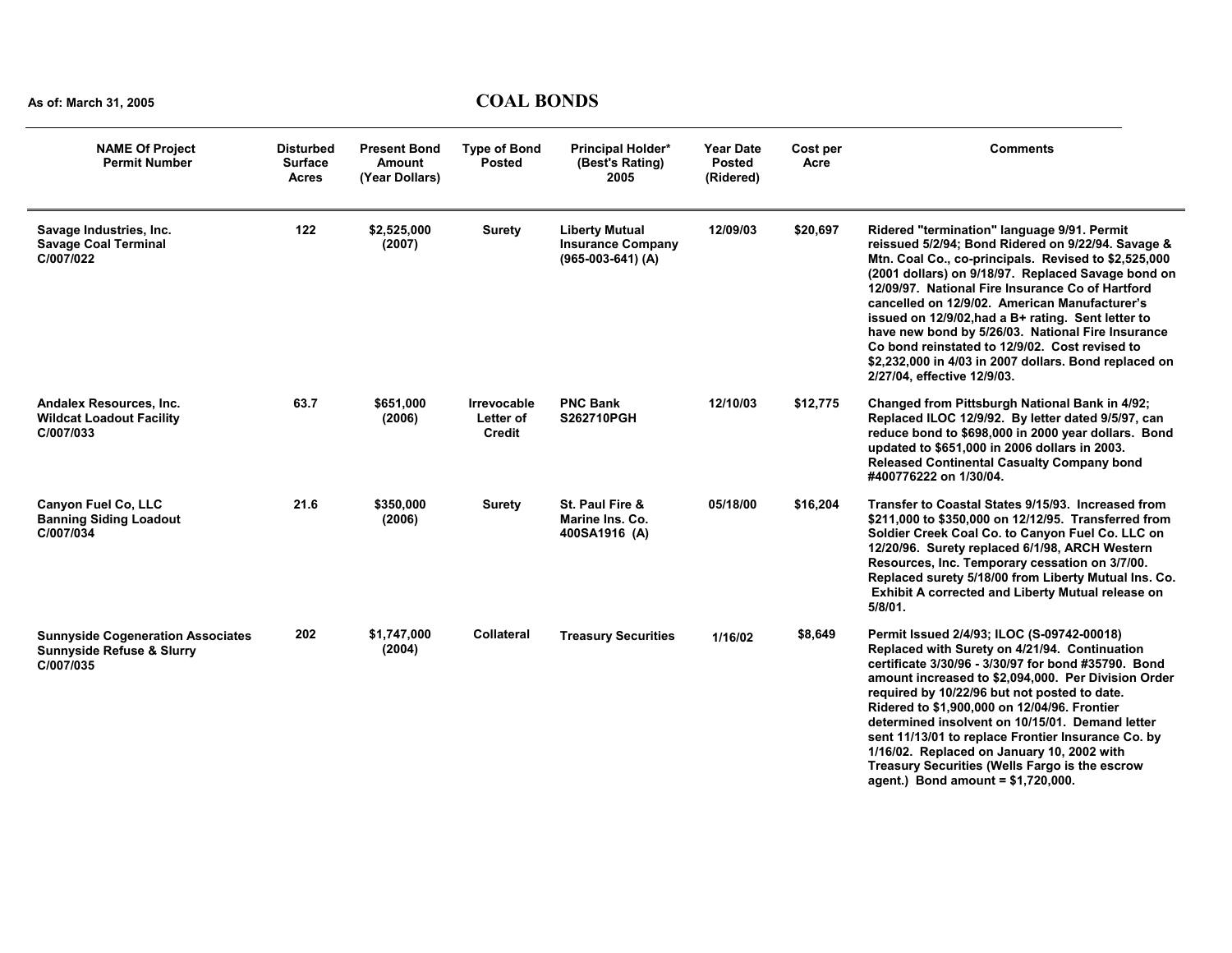As of: March 31, 2005

# COAL BONDS

| NAME Of Project Permit Number | Disturbed Surface Acres | Present Bond Amount (Year Dollars) | Type of Bond Posted | Principal Holder* (Best's Rating) 2005 | Year Date Posted (Ridered) | Cost per Acre | Comments |
|---|---|---|---|---|---|---|---|
| Savage Industries, Inc. Savage Coal Terminal C/007/022 | 122 | $2,525,000 (2007) | Surety | Liberty Mutual Insurance Company (965-003-641) (A) | 12/09/03 | $20,697 | Ridered "termination" language 9/91. Permit reissued 5/2/94; Bond Ridered on 9/22/94. Savage & Mtn. Coal Co., co-principals. Revised to $2,525,000 (2001 dollars) on 9/18/97. Replaced Savage bond on 12/09/97. National Fire Insurance Co of Hartford cancelled on 12/9/02. American Manufacturer's issued on 12/9/02,had a B+ rating. Sent letter to have new bond by 5/26/03. National Fire Insurance Co bond reinstated to 12/9/02. Cost revised to $2,232,000 in 4/03 in 2007 dollars. Bond replaced on 2/27/04, effective 12/9/03. |
| Andalex Resources, Inc. Wildcat Loadout Facility C/007/033 | 63.7 | $651,000 (2006) | Irrevocable Letter of Credit | PNC Bank S262710PGH | 12/10/03 | $12,775 | Changed from Pittsburgh National Bank in 4/92; Replaced ILOC 12/9/92. By letter dated 9/5/97, can reduce bond to $698,000 in 2000 year dollars. Bond updated to $651,000 in 2006 dollars in 2003. Released Continental Casualty Company bond #400776222 on 1/30/04. |
| Canyon Fuel Co, LLC Banning Siding Loadout C/007/034 | 21.6 | $350,000 (2006) | Surety | St. Paul Fire & Marine Ins. Co. 400SA1916 (A) | 05/18/00 | $16,204 | Transfer to Coastal States 9/15/93. Increased from $211,000 to $350,000 on 12/12/95. Transferred from Soldier Creek Coal Co. to Canyon Fuel Co. LLC on 12/20/96. Surety replaced 6/1/98, ARCH Western Resources, Inc. Temporary cessation on 3/7/00. Replaced surety 5/18/00 from Liberty Mutual Ins. Co. Exhibit A corrected and Liberty Mutual release on 5/8/01. |
| Sunnyside Cogeneration Associates Sunnyside Refuse & Slurry C/007/035 | 202 | $1,747,000 (2004) | Collateral | Treasury Securities | 1/16/02 | $8,649 | Permit Issued 2/4/93; ILOC (S-09742-00018) Replaced with Surety on 4/21/94. Continuation certificate 3/30/96 - 3/30/97 for bond #35790. Bond amount increased to $2,094,000. Per Division Order required by 10/22/96 but not posted to date. Ridered to $1,900,000 on 12/04/96. Frontier determined insolvent on 10/15/01. Demand letter sent 11/13/01 to replace Frontier Insurance Co. by 1/16/02. Replaced on January 10, 2002 with Treasury Securities (Wells Fargo is the escrow agent.) Bond amount = $1,720,000. |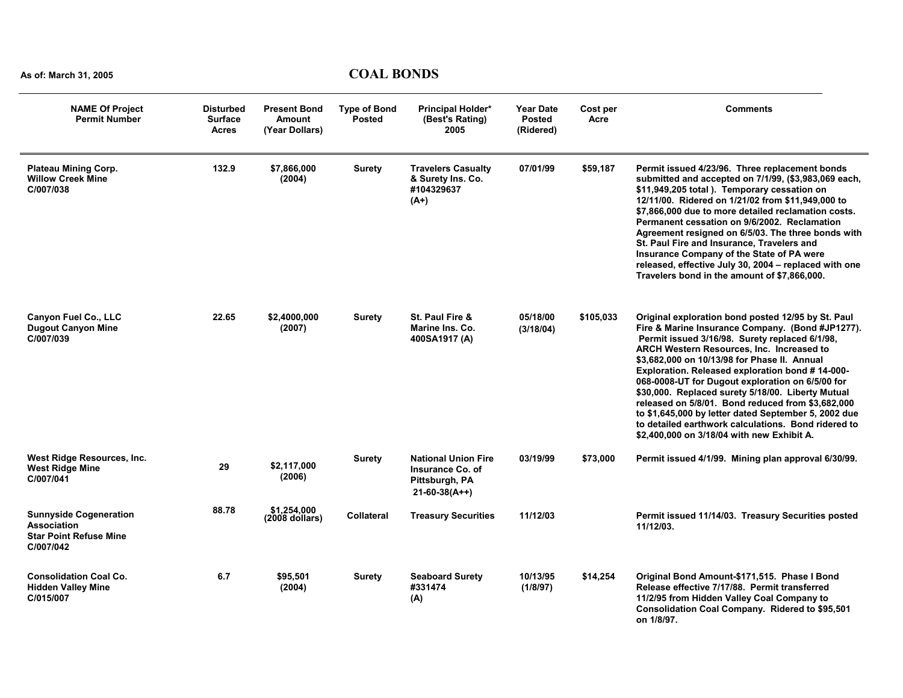As of: March 31, 2005

# COAL BONDS

| NAME Of Project Permit Number | Disturbed Surface Acres | Present Bond Amount (Year Dollars) | Type of Bond Posted | Principal Holder* (Best's Rating) 2005 | Year Date Posted (Ridered) | Cost per Acre | Comments |
|---|---|---|---|---|---|---|---|
| **Plateau Mining Corp.** **Willow Creek Mine** **C/007/038** | 132.9 | $7,866,000 (2004) | Surety | Travelers Casualty & Surety Ins. Co. #104329637 (A+) | 07/01/99 | $59,187 | Permit issued 4/23/96. Three replacement bonds submitted and accepted on 7/1/99, ($3,983,069 each, $11,949,205 total ). Temporary cessation on 12/11/00. Ridered on 1/21/02 from $11,949,000 to $7,866,000 due to more detailed reclamation costs. Permanent cessation on 9/6/2002. Reclamation Agreement resigned on 6/5/03. The three bonds with St. Paul Fire and Insurance, Travelers and Insurance Company of the State of PA were released, effective July 30, 2004 – replaced with one Travelers bond in the amount of $7,866,000. |
| **Canyon Fuel Co., LLC** **Dugout Canyon Mine** **C/007/039** | 22.65 | $2,4000,000 (2007) | Surety | St. Paul Fire & Marine Ins. Co. 400SA1917 (A) | 05/18/00 (3/18/04) | $105,033 | Original exploration bond posted 12/95 by St. Paul Fire & Marine Insurance Company. (Bond #JP1277). Permit issued 3/16/98. Surety replaced 6/1/98, ARCH Western Resources, Inc. Increased to $3,682,000 on 10/13/98 for Phase II. Annual Exploration. Released exploration bond # 14-000-068-0008-UT for Dugout exploration on 6/5/00 for $30,000. Replaced surety 5/18/00. Liberty Mutual released on 5/8/01. Bond reduced from $3,682,000 to $1,645,000 by letter dated September 5, 2002 due to detailed earthwork calculations. Bond ridered to $2,400,000 on 3/18/04 with new Exhibit A. |
| **West Ridge Resources, Inc.** **West Ridge Mine** **C/007/041** | 29 | $2,117,000 (2006) | Surety | National Union Fire Insurance Co. of Pittsburgh, PA 21-60-38(A++) | 03/19/99 | $73,000 | Permit issued 4/1/99. Mining plan approval 6/30/99. |
| **Sunnyside Cogeneration Association** **Star Point Refuse Mine** **C/007/042** | 88.78 | $1,254,000 (2008 dollars) | Collateral | Treasury Securities | 11/12/03 | | Permit issued 11/14/03. Treasury Securities posted 11/12/03. |
| **Consolidation Coal Co.** **Hidden Valley Mine** **C/015/007** | 6.7 | $95,501 (2004) | Surety | Seaboard Surety #331474 (A) | 10/13/95 (1/8/97) | $14,254 | Original Bond Amount-$171,515. Phase I Bond Release effective 7/17/88. Permit transferred 11/2/95 from Hidden Valley Coal Company to Consolidation Coal Company. Ridered to $95,501 on 1/8/97. |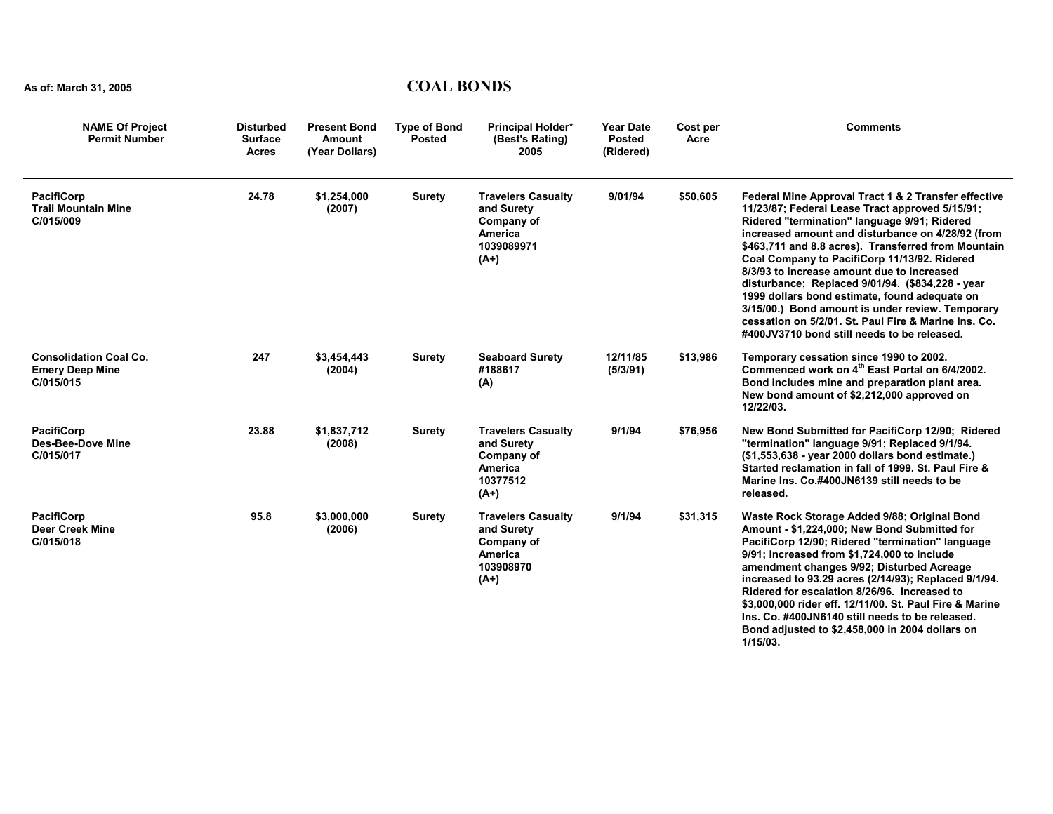As of: March 31, 2005

# COAL BONDS

| NAME Of Project Permit Number | Disturbed Surface Acres | Present Bond Amount (Year Dollars) | Type of Bond Posted | Principal Holder* (Best's Rating) 2005 | Year Date Posted (Ridered) | Cost per Acre | Comments |
|---|---|---|---|---|---|---|---|
| **PacifiCorp** **Trail Mountain Mine** **C/015/009** | 24.78 | $1,254,000 (2007) | Surety | Travelers Casualty and Surety Company of America 1039089971 (A+) | 9/01/94 | $50,605 | Federal Mine Approval Tract 1 & 2 Transfer effective 11/23/87; Federal Lease Tract approved 5/15/91; Ridered "termination" language 9/91; Ridered increased amount and disturbance on 4/28/92 (from $463,711 and 8.8 acres). Transferred from Mountain Coal Company to PacifiCorp 11/13/92. Ridered 8/3/93 to increase amount due to increased disturbance; Replaced 9/01/94. ($834,228 - year 1999 dollars bond estimate, found adequate on 3/15/00.) Bond amount is under review. Temporary cessation on 5/2/01. St. Paul Fire & Marine Ins. Co. #400JV3710 bond still needs to be released. |
| **Consolidation Coal Co.** **Emery Deep Mine** **C/015/015** | 247 | $3,454,443 (2004) | Surety | Seaboard Surety #188617 (A) | 12/11/85 (5/3/91) | $13,986 | Temporary cessation since 1990 to 2002. Commenced work on 4th East Portal on 6/4/2002. Bond includes mine and preparation plant area. New bond amount of $2,212,000 approved on 12/22/03. |
| **PacifiCorp** **Des-Bee-Dove Mine** **C/015/017** | 23.88 | $1,837,712 (2008) | Surety | Travelers Casualty and Surety Company of America 10377512 (A+) | 9/1/94 | $76,956 | New Bond Submitted for PacifiCorp 12/90; Ridered "termination" language 9/91; Replaced 9/1/94. ($1,553,638 - year 2000 dollars bond estimate.) Started reclamation in fall of 1999. St. Paul Fire & Marine Ins. Co.#400JN6139 still needs to be released. |
| **PacifiCorp** **Deer Creek Mine** **C/015/018** | 95.8 | $3,000,000 (2006) | Surety | Travelers Casualty and Surety Company of America 103908970 (A+) | 9/1/94 | $31,315 | Waste Rock Storage Added 9/88; Original Bond Amount - $1,224,000; New Bond Submitted for PacifiCorp 12/90; Ridered "termination" language 9/91; Increased from $1,724,000 to include amendment changes 9/92; Disturbed Acreage increased to 93.29 acres (2/14/93); Replaced 9/1/94. Ridered for escalation 8/26/96. Increased to $3,000,000 rider eff. 12/11/00. St. Paul Fire & Marine Ins. Co. #400JN6140 still needs to be released. Bond adjusted to $2,458,000 in 2004 dollars on 1/15/03. |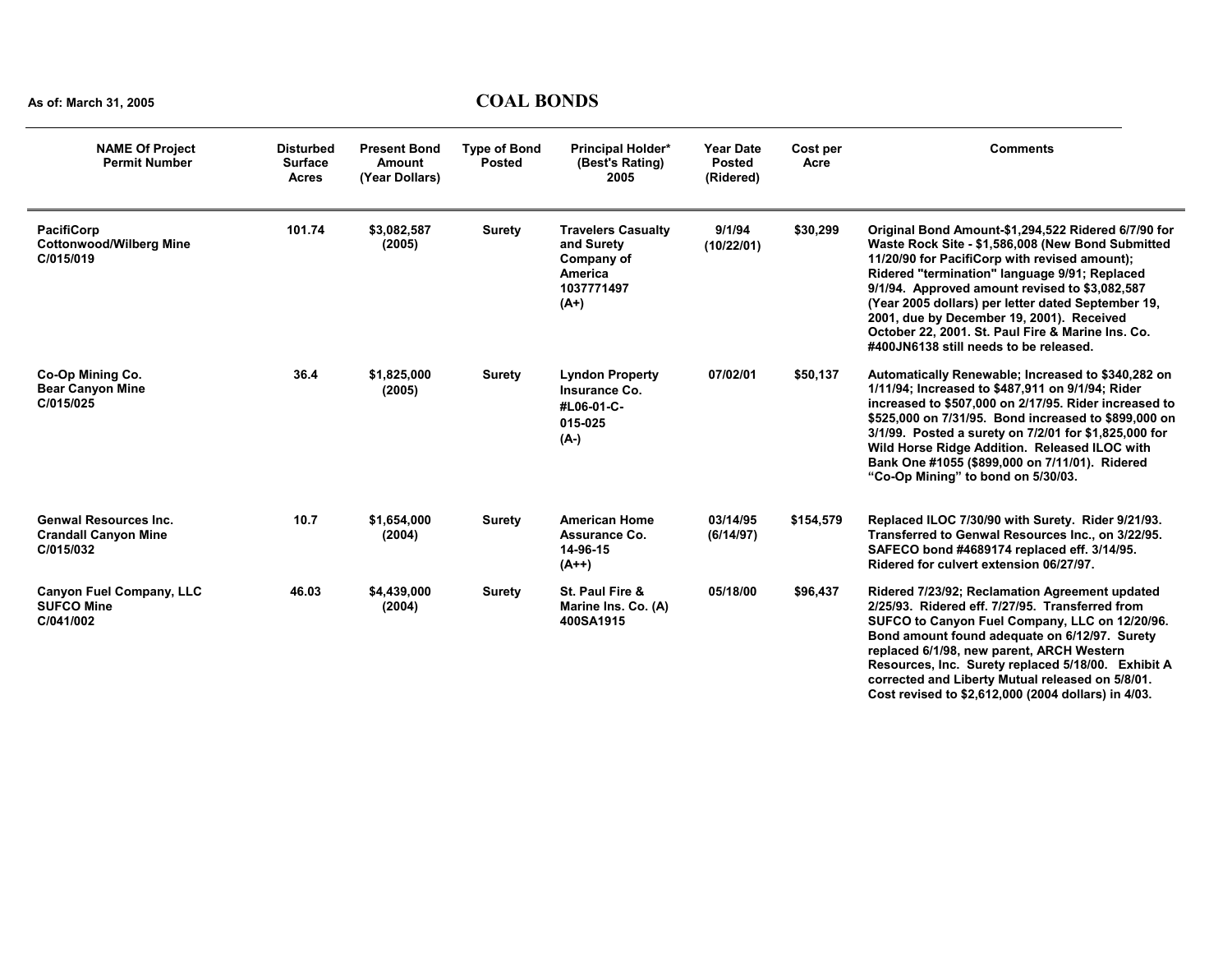As of: March 31, 2005

# COAL BONDS

| NAME Of Project Permit Number | Disturbed Surface Acres | Present Bond Amount (Year Dollars) | Type of Bond Posted | Principal Holder* (Best's Rating) 2005 | Year Date Posted (Ridered) | Cost per Acre | Comments |
|---|---|---|---|---|---|---|---|
| **PacifiCorp** Cottonwood/Wilberg Mine C/015/019 | 101.74 | $3,082,587 (2005) | Surety | Travelers Casualty and Surety Company of America 1037771497 (A+) | 9/1/94 (10/22/01) | $30,299 | Original Bond Amount-$1,294,522 Ridered 6/7/90 for Waste Rock Site - $1,586,008 (New Bond Submitted 11/20/90 for PacifiCorp with revised amount); Ridered "termination" language 9/91; Replaced 9/1/94. Approved amount revised to $3,082,587 (Year 2005 dollars) per letter dated September 19, 2001, due by December 19, 2001). Received October 22, 2001. St. Paul Fire & Marine Ins. Co. #400JN6138 still needs to be released. |
| **Co-Op Mining Co.** Bear Canyon Mine C/015/025 | 36.4 | $1,825,000 (2005) | Surety | Lyndon Property Insurance Co. #L06-01-C-015-025 (A-) | 07/02/01 | $50,137 | Automatically Renewable; Increased to $340,282 on 1/11/94; Increased to $487,911 on 9/1/94; Rider increased to $507,000 on 2/17/95. Rider increased to $525,000 on 7/31/95. Bond increased to $899,000 on 3/1/99. Posted a surety on 7/2/01 for $1,825,000 for Wild Horse Ridge Addition. Released ILOC with Bank One #1055 ($899,000 on 7/11/01). Ridered "Co-Op Mining" to bond on 5/30/03. |
| **Genwal Resources Inc.** Crandall Canyon Mine C/015/032 | 10.7 | $1,654,000 (2004) | Surety | American Home Assurance Co. 14-96-15 (A++) | 03/14/95 (6/14/97) | $154,579 | Replaced ILOC 7/30/90 with Surety. Rider 9/21/93. Transferred to Genwal Resources Inc., on 3/22/95. SAFECO bond #4689174 replaced eff. 3/14/95. Ridered for culvert extension 06/27/97. |
| **Canyon Fuel Company, LLC** SUFCO Mine C/041/002 | 46.03 | $4,439,000 (2004) | Surety | St. Paul Fire & Marine Ins. Co. (A) 400SA1915 | 05/18/00 | $96,437 | Ridered 7/23/92; Reclamation Agreement updated 2/25/93. Ridered eff. 7/27/95. Transferred from SUFCO to Canyon Fuel Company, LLC on 12/20/96. Bond amount found adequate on 6/12/97. Surety replaced 6/1/98, new parent, ARCH Western Resources, Inc. Surety replaced 5/18/00. Exhibit A corrected and Liberty Mutual released on 5/8/01. Cost revised to $2,612,000 (2004 dollars) in 4/03. |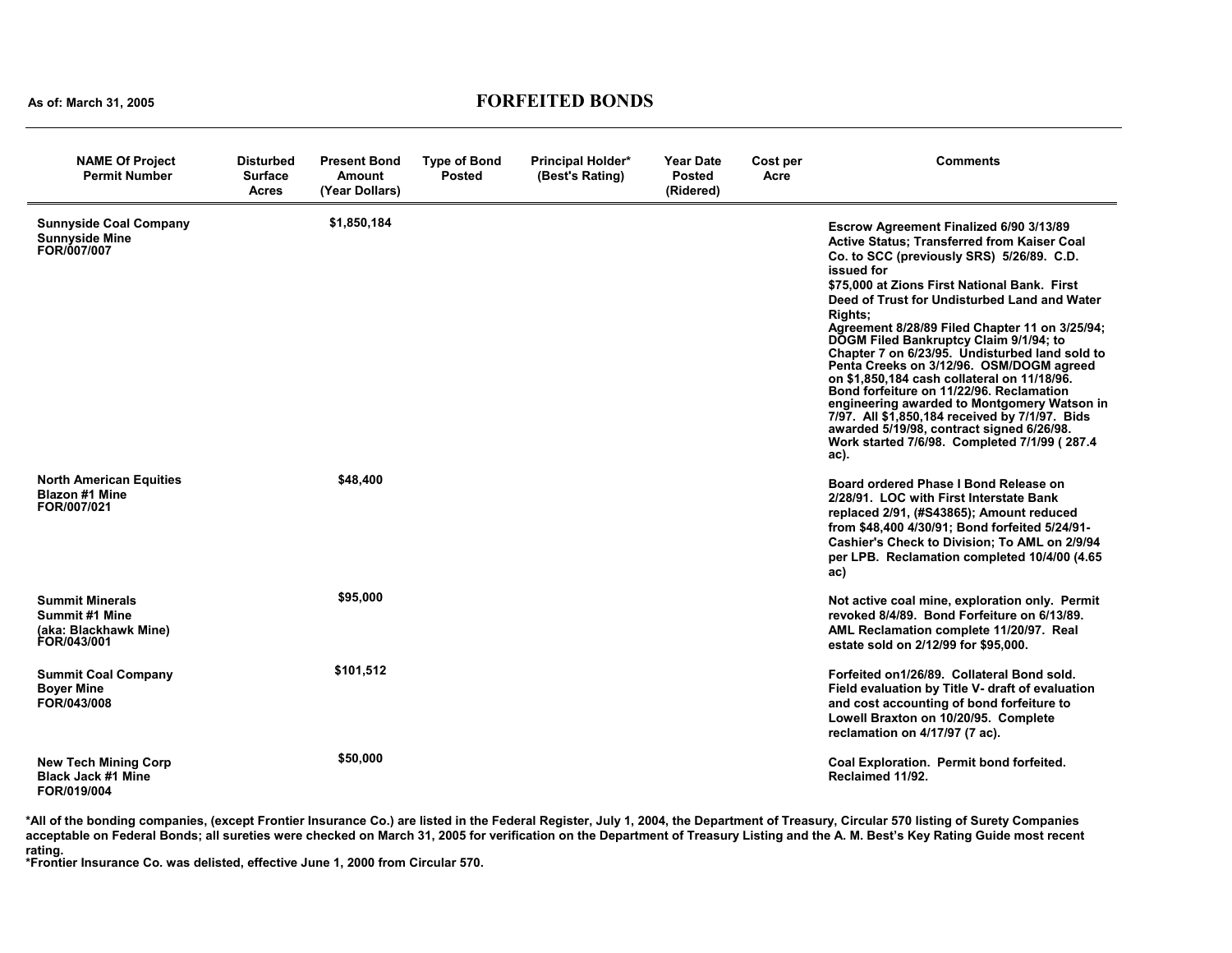As of: March 31, 2005

# FORFEITED BONDS

| NAME Of Project Permit Number | Disturbed Surface Acres | Present Bond Amount (Year Dollars) | Type of Bond Posted | Principal Holder* (Best's Rating) | Year Date Posted (Ridered) | Cost per Acre | Comments |
|---|---|---|---|---|---|---|---|
| **Sunnyside Coal Company** Sunnyside Mine FOR/007/007 | | $1,850,184 | | | | | Escrow Agreement Finalized 6/90 3/13/89 Active Status; Transferred from Kaiser Coal Co. to SCC (previously SRS) 5/26/89. C.D. issued for $75,000 at Zions First National Bank. First Deed of Trust for Undisturbed Land and Water Rights; Agreement 8/28/89 Filed Chapter 11 on 3/25/94; DOGM Filed Bankruptcy Claim 9/1/94; to Chapter 7 on 6/23/95. Undisturbed land sold to Penta Creeks on 3/12/96. OSM/DOGM agreed on $1,850,184 cash collateral on 11/18/96. Bond forfeiture on 11/22/96. Reclamation engineering awarded to Montgomery Watson in 7/97. All $1,850,184 received by 7/1/97. Bids awarded 5/19/98, contract signed 6/26/98. Work started 7/6/98. Completed 7/1/99 ( 287.4 ac). |
| **North American Equities** Blazon #1 Mine FOR/007/021 | | $48,400 | | | | | Board ordered Phase I Bond Release on 2/28/91. LOC with First Interstate Bank replaced 2/91, (#S43865); Amount reduced from $48,400 4/30/91; Bond forfeited 5/24/91- Cashier's Check to Division; To AML on 2/9/94 per LPB. Reclamation completed 10/4/00 (4.65 ac) |
| **Summit Minerals** Summit #1 Mine (aka: Blackhawk Mine) FOR/043/001 | | $95,000 | | | | | Not active coal mine, exploration only. Permit revoked 8/4/89. Bond Forfeiture on 6/13/89. AML Reclamation complete 11/20/97. Real estate sold on 2/12/99 for $95,000. |
| **Summit Coal Company** Boyer Mine FOR/043/008 | | $101,512 | | | | | Forfeited on1/26/89. Collateral Bond sold. Field evaluation by Title V- draft of evaluation and cost accounting of bond forfeiture to Lowell Braxton on 10/20/95. Complete reclamation on 4/17/97 (7 ac). |
| **New Tech Mining Corp** Black Jack #1 Mine FOR/019/004 | | $50,000 | | | | | Coal Exploration. Permit bond forfeited. Reclaimed 11/92. |

*All of the bonding companies, (except Frontier Insurance Co.) are listed in the Federal Register, July 1, 2004, the Department of Treasury, Circular 570 listing of Surety Companies acceptable on Federal Bonds; all sureties were checked on March 31, 2005 for verification on the Department of Treasury Listing and the A. M. Best's Key Rating Guide most recent rating.
*Frontier Insurance Co. was delisted, effective June 1, 2000 from Circular 570.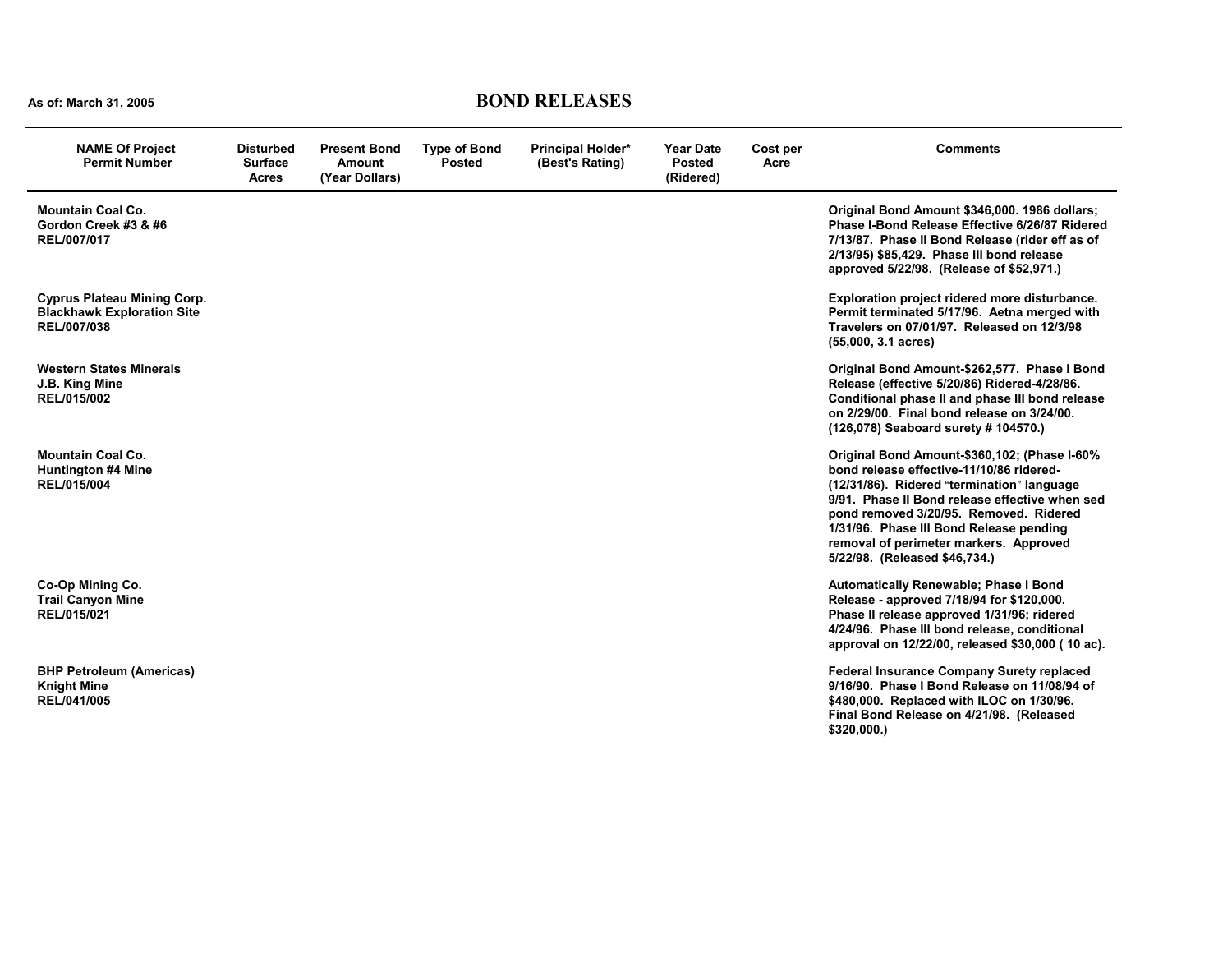As of: March 31, 2005

# BOND RELEASES

| NAME Of Project Permit Number | Disturbed Surface Acres | Present Bond Amount (Year Dollars) | Type of Bond Posted | Principal Holder* (Best's Rating) | Year Date Posted (Ridered) | Cost per Acre | Comments |
|---|---|---|---|---|---|---|---|
| **Mountain Coal Co.** **Gordon Creek #3 & #6** **REL/007/017** | | | | | | | Original Bond Amount $346,000. 1986 dollars; Phase I-Bond Release Effective 6/26/87 Ridered 7/13/87. Phase II Bond Release (rider eff as of 2/13/95) $85,429. Phase III bond release approved 5/22/98. (Release of $52,971.) |
| **Cyprus Plateau Mining Corp.** **Blackhawk Exploration Site** **REL/007/038** | | | | | | | Exploration project ridered more disturbance. Permit terminated 5/17/96. Aetna merged with Travelers on 07/01/97. Released on 12/3/98 (55,000, 3.1 acres) |
| **Western States Minerals** **J.B. King Mine** **REL/015/002** | | | | | | | Original Bond Amount-$262,577. Phase I Bond Release (effective 5/20/86) Ridered-4/28/86. Conditional phase II and phase III bond release on 2/29/00. Final bond release on 3/24/00. (126,078) Seaboard surety # 104570.) |
| **Mountain Coal Co.** **Huntington #4 Mine** **REL/015/004** | | | | | | | Original Bond Amount-$360,102; (Phase I-60% bond release effective-11/10/86 ridered-(12/31/86). Ridered "termination" language 9/91. Phase II Bond release effective when sed pond removed 3/20/95. Removed. Ridered 1/31/96. Phase III Bond Release pending removal of perimeter markers. Approved 5/22/98. (Released $46,734.) |
| **Co-Op Mining Co.** **Trail Canyon Mine** **REL/015/021** | | | | | | | Automatically Renewable; Phase I Bond Release - approved 7/18/94 for $120,000. Phase II release approved 1/31/96; ridered 4/24/96. Phase III bond release, conditional approval on 12/22/00, released $30,000 ( 10 ac). |
| **BHP Petroleum (Americas)** **Knight Mine** **REL/041/005** | | | | | | | Federal Insurance Company Surety replaced 9/16/90. Phase I Bond Release on 11/08/94 of $480,000. Replaced with ILOC on 1/30/96. Final Bond Release on 4/21/98. (Released $320,000.) |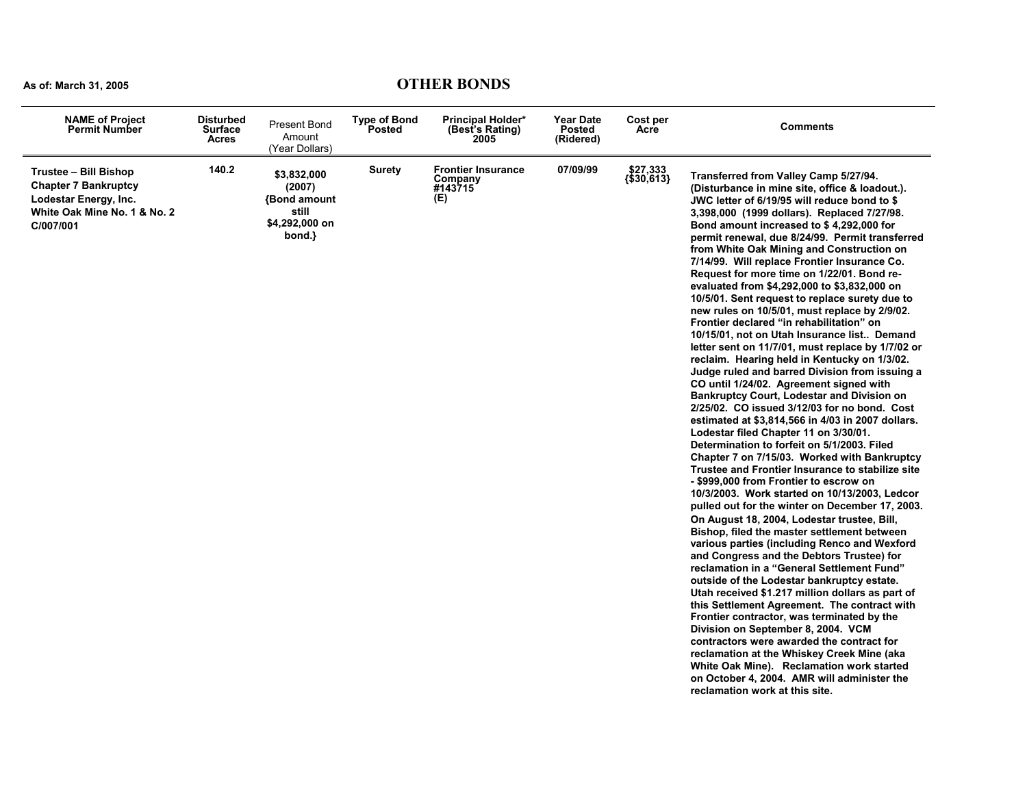As of: March 31, 2005

# OTHER BONDS

| NAME of Project Permit Number | Disturbed Surface Acres | Present Bond Amount (Year Dollars) | Type of Bond Posted | Principal Holder* (Best's Rating) 2005 | Year Date Posted (Ridered) | Cost per Acre | Comments |
|---|---|---|---|---|---|---|---|
| **Trustee – Bill Bishop Chapter 7 Bankruptcy Lodestar Energy, Inc. White Oak Mine No. 1 & No. 2 C/007/001** | **140.2** | **$3,832,000 (2007) {Bond amount still $4,292,000 on bond.}** | **Surety** | **Frontier Insurance Company #143715 (E)** | **07/09/99** | **$27,333 {$30,613}** | **Transferred from Valley Camp 5/27/94. (Disturbance in mine site, office & loadout.). JWC letter of 6/19/95 will reduce bond to $ 3,398,000 (1999 dollars). Replaced 7/27/98. Bond amount increased to $ 4,292,000 for permit renewal, due 8/24/99. Permit transferred from White Oak Mining and Construction on 7/14/99. Will replace Frontier Insurance Co. Request for more time on 1/22/01. Bond re-evaluated from $4,292,000 to $3,832,000 on 10/5/01. Sent request to replace surety due to new rules on 10/5/01, must replace by 2/9/02. Frontier declared "in rehabilitation" on 10/15/01, not on Utah Insurance list.. Demand letter sent on 11/7/01, must replace by 1/7/02 or reclaim. Hearing held in Kentucky on 1/3/02. Judge ruled and barred Division from issuing a CO until 1/24/02. Agreement signed with Bankruptcy Court, Lodestar and Division on 2/25/02. CO issued 3/12/03 for no bond. Cost estimated at $3,814,566 in 4/03 in 2007 dollars. Lodestar filed Chapter 11 on 3/30/01. Determination to forfeit on 5/1/2003. Filed Chapter 7 on 7/15/03. Worked with Bankruptcy Trustee and Frontier Insurance to stabilize site - $999,000 from Frontier to escrow on 10/3/2003. Work started on 10/13/2003, Ledcor pulled out for the winter on December 17, 2003. On August 18, 2004, Lodestar trustee, Bill, Bishop, filed the master settlement between various parties (including Renco and Wexford and Congress and the Debtors Trustee) for reclamation in a "General Settlement Fund" outside of the Lodestar bankruptcy estate. Utah received $1.217 million dollars as part of this Settlement Agreement. The contract with Frontier contractor, was terminated by the Division on September 8, 2004. VCM contractors were awarded the contract for reclamation at the Whiskey Creek Mine (aka White Oak Mine). Reclamation work started on October 4, 2004. AMR will administer the reclamation work at this site.** |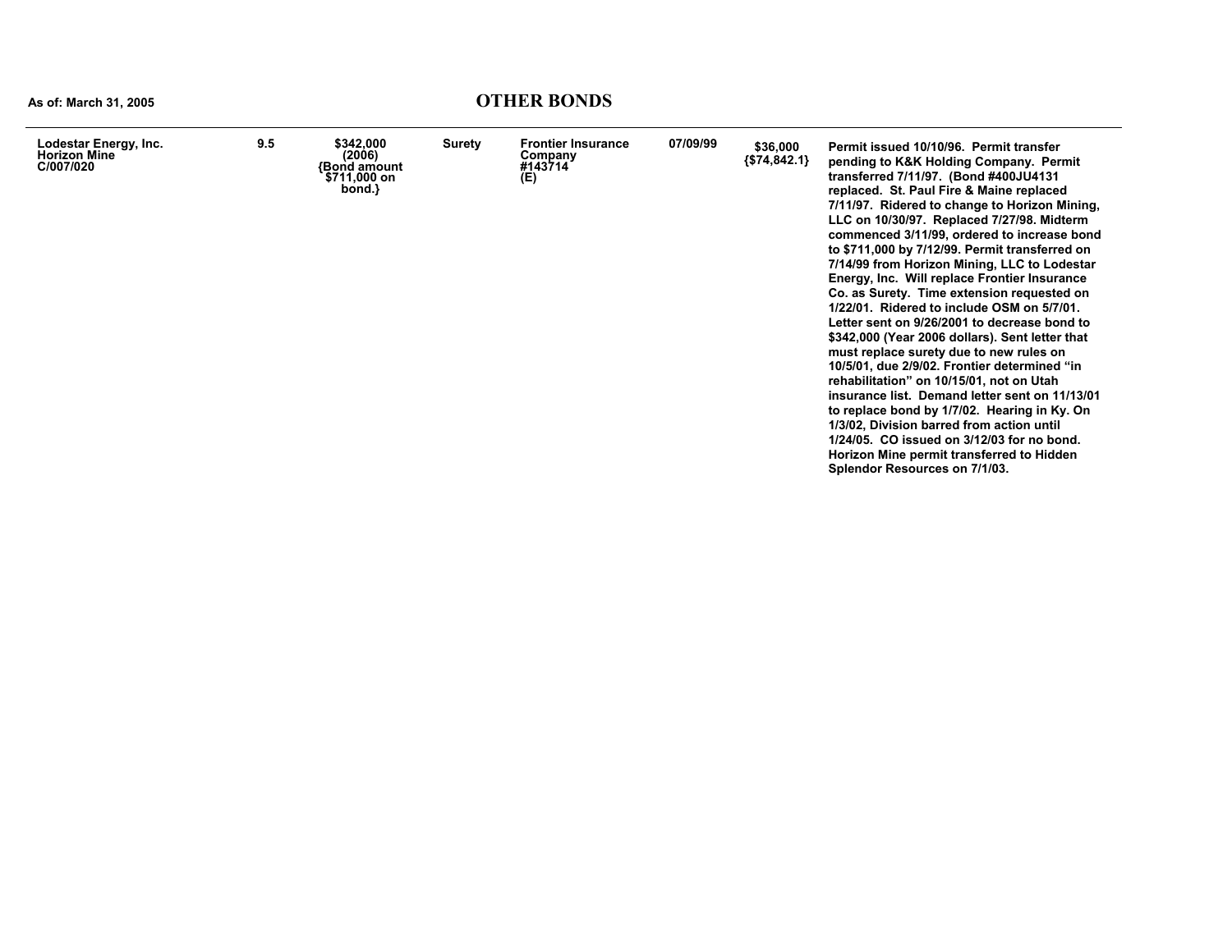As of: March 31, 2005

# OTHER BONDS

| | | | | | | | |
|---|---|---|---|---|---|---|---|
| **Lodestar Energy, Inc.<br>Horizon Mine<br>C/007/020** | **9.5** | **$342,000<br>(2006)<br>{Bond amount<br>$711,000 on<br>bond.}** | **Surety** | **Frontier Insurance Company<br>#143714<br>(E)** | **07/09/99** | **$36,000<br>{$74,842.1}** | **Permit issued 10/10/96. Permit transfer pending to K&K Holding Company. Permit transferred 7/11/97. (Bond #400JU4131 replaced. St. Paul Fire & Maine replaced 7/11/97. Ridered to change to Horizon Mining, LLC on 10/30/97. Replaced 7/27/98. Midterm commenced 3/11/99, ordered to increase bond to $711,000 by 7/12/99. Permit transferred on 7/14/99 from Horizon Mining, LLC to Lodestar Energy, Inc. Will replace Frontier Insurance Co. as Surety. Time extension requested on 1/22/01. Ridered to include OSM on 5/7/01. Letter sent on 9/26/2001 to decrease bond to $342,000 (Year 2006 dollars). Sent letter that must replace surety due to new rules on 10/5/01, due 2/9/02. Frontier determined "in rehabilitation" on 10/15/01, not on Utah insurance list. Demand letter sent on 11/13/01 to replace bond by 1/7/02. Hearing in Ky. On 1/3/02, Division barred from action until 1/24/05. CO issued on 3/12/03 for no bond. Horizon Mine permit transferred to Hidden Splendor Resources on 7/1/03.** |